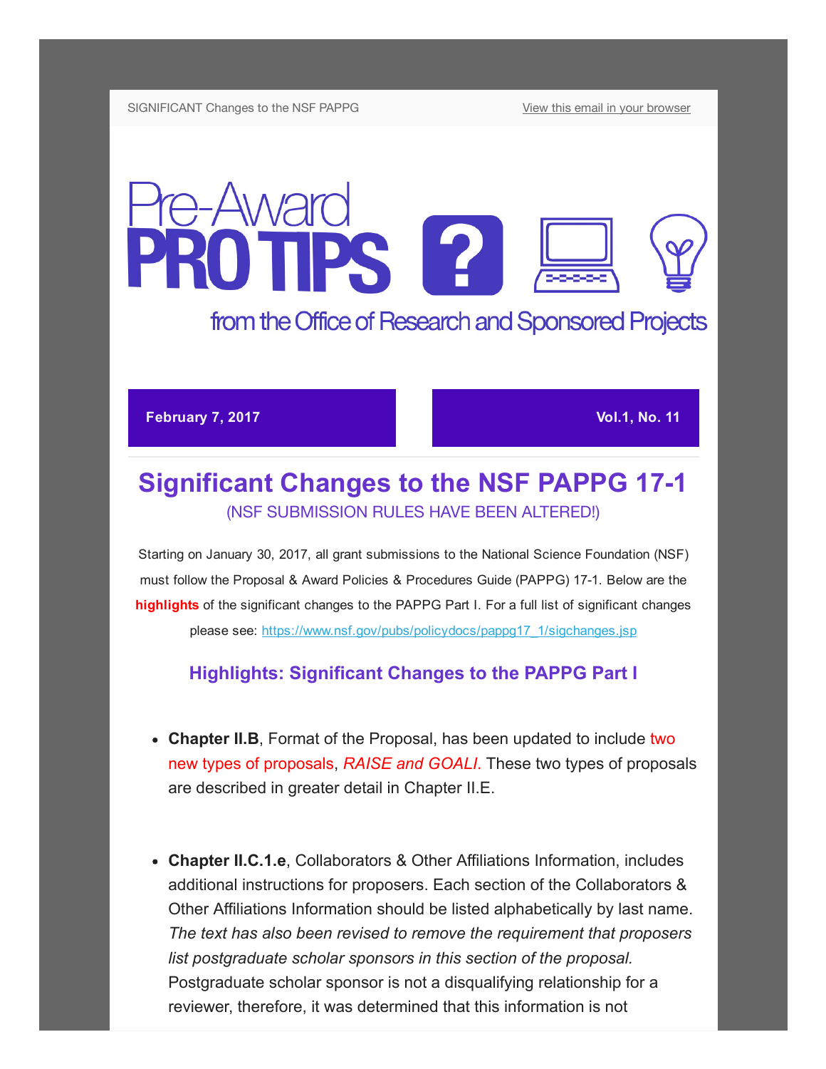SIGNIFICANT Changes to the NSF PAPPG

View this email in your browser

# Pre-Award PRO TIPS

from the Office of Research and Sponsored Projects

**February 7, 2017**

**Vol.1, No. 11**

## Significant Changes to the NSF PAPPG 17-1

(NSF SUBMISSION RULES HAVE BEEN ALTERED!)

Starting on January 30, 2017, all grant submissions to the National Science Foundation (NSF) must follow the Proposal & Award Policies & Procedures Guide (PAPPG) 17-1. Below are the **highlights** of the significant changes to the PAPPG Part I. For a full list of significant changes please see: https://www.nsf.gov/pubs/policydocs/pappg17_1/sigchanges.jsp

### Highlights: Significant Changes to the PAPPG Part I

- **Chapter II.B**, Format of the Proposal, has been updated to include two new types of proposals, *RAISE and GOALI*. These two types of proposals are described in greater detail in Chapter II.E.

- **Chapter II.C.1.e**, Collaborators & Other Affiliations Information, includes additional instructions for proposers. Each section of the Collaborators & Other Affiliations Information should be listed alphabetically by last name. *The text has also been revised to remove the requirement that proposers list postgraduate scholar sponsors in this section of the proposal.* Postgraduate scholar sponsor is not a disqualifying relationship for a reviewer, therefore, it was determined that this information is not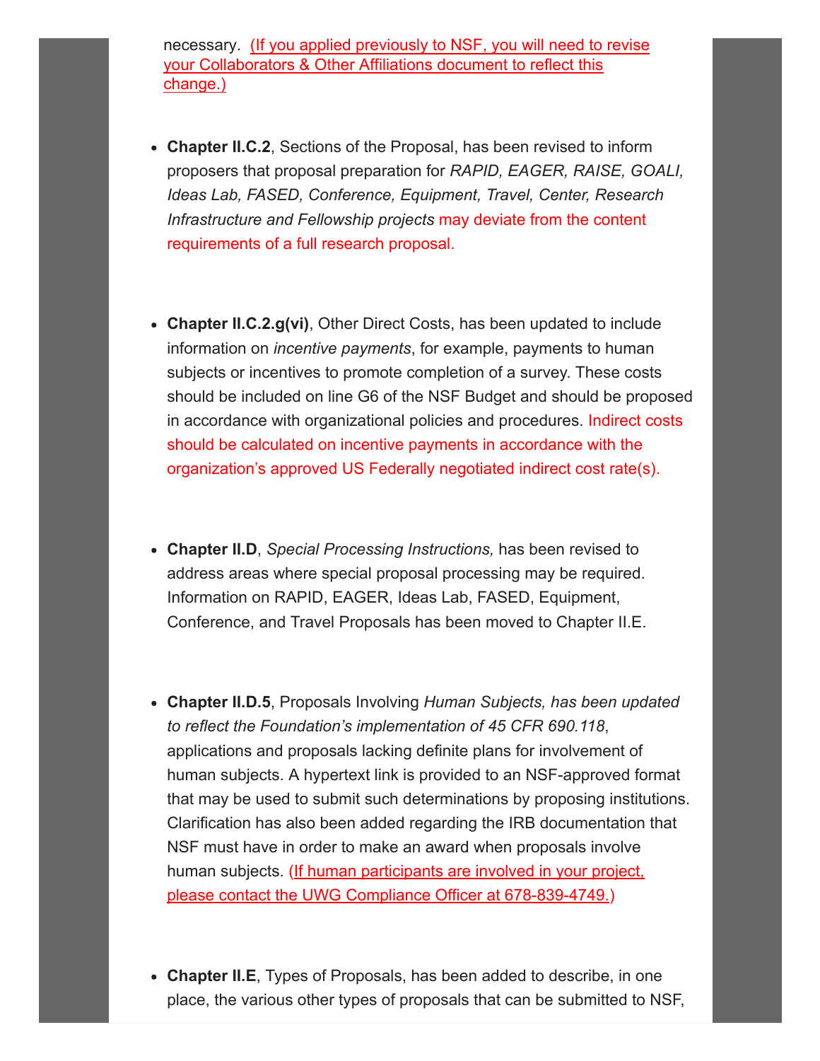necessary. (If you applied previously to NSF, you will need to revise your Collaborators & Other Affiliations document to reflect this change.)

- **Chapter II.C.2**, Sections of the Proposal, has been revised to inform proposers that proposal preparation for *RAPID, EAGER, RAISE, GOALI, Ideas Lab, FASED, Conference, Equipment, Travel, Center, Research Infrastructure and Fellowship projects* may deviate from the content requirements of a full research proposal.

- **Chapter II.C.2.g(vi)**, Other Direct Costs, has been updated to include information on *incentive payments*, for example, payments to human subjects or incentives to promote completion of a survey. These costs should be included on line G6 of the NSF Budget and should be proposed in accordance with organizational policies and procedures. Indirect costs should be calculated on incentive payments in accordance with the organization's approved US Federally negotiated indirect cost rate(s).

- **Chapter II.D**, *Special Processing Instructions,* has been revised to address areas where special proposal processing may be required. Information on RAPID, EAGER, Ideas Lab, FASED, Equipment, Conference, and Travel Proposals has been moved to Chapter II.E.

- **Chapter II.D.5**, Proposals Involving *Human Subjects, has been updated to reflect the Foundation's implementation of 45 CFR 690.118*, applications and proposals lacking definite plans for involvement of human subjects. A hypertext link is provided to an NSF-approved format that may be used to submit such determinations by proposing institutions. Clarification has also been added regarding the IRB documentation that NSF must have in order to make an award when proposals involve human subjects. (If human participants are involved in your project, please contact the UWG Compliance Officer at 678-839-4749.)

- **Chapter II.E**, Types of Proposals, has been added to describe, in one place, the various other types of proposals that can be submitted to NSF,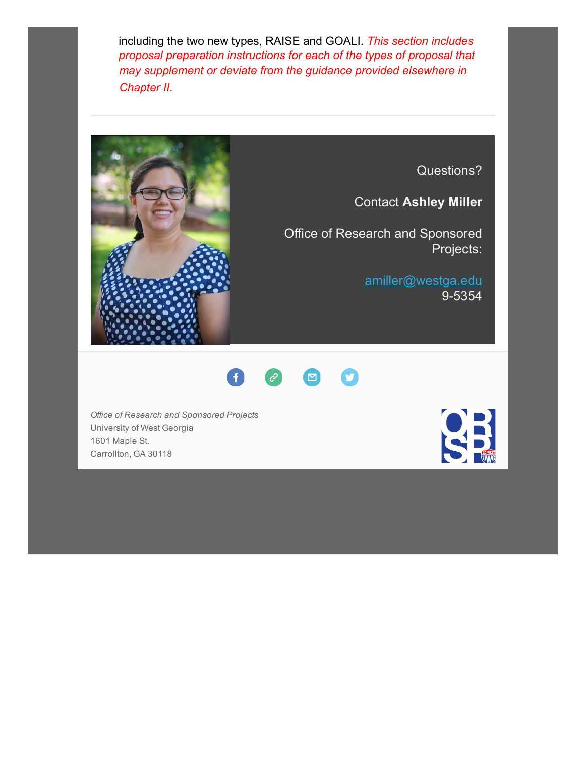including the two new types, RAISE and GOALI. *This section includes proposal preparation instructions for each of the types of proposal that may supplement or deviate from the guidance provided elsewhere in Chapter II.*

---

Questions?

Contact **Ashley Miller**

Office of Research and Sponsored Projects:

amiller@westga.edu
9-5354

*Office of Research and Sponsored Projects*
University of West Georgia
1601 Maple St.
Carrollton, GA 30118